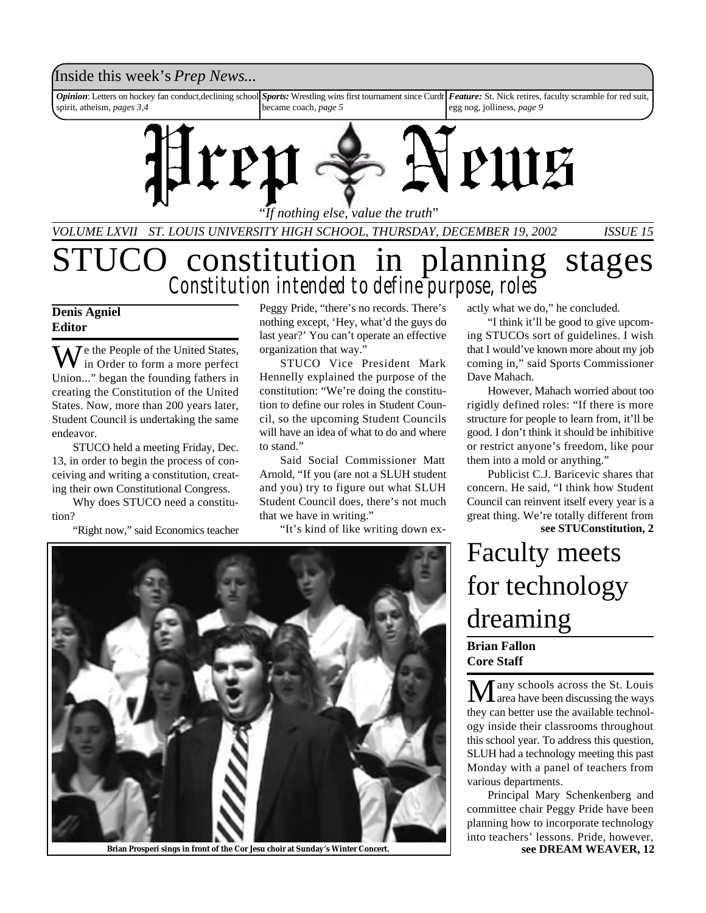Inside this week's *Prep News...*

***Opinion***: Letters on hockey fan conduct, declining school spirit, atheism, *pages 3,4*

***Sports:*** Wrestling wins first tournament since Curdt became coach, *page 5*

***Feature:*** St. Nick retires, faculty scramble for red suit, egg nog, jolliness, *page 9*

# Prep News

*"If nothing else, value the truth"*

*VOLUME LXVII ST. LOUIS UNIVERSITY HIGH SCHOOL, THURSDAY, DECEMBER 19, 2002 ISSUE 15*

# STUCO constitution in planning stages

## *Constitution intended to define purpose, roles*

**Denis Agniel**
**Editor**

We the People of the United States, in Order to form a more perfect Union..." began the founding fathers in creating the Constitution of the United States. Now, more than 200 years later, Student Council is undertaking the same endeavor.

STUCO held a meeting Friday, Dec. 13, in order to begin the process of conceiving and writing a constitution, creating their own Constitutional Congress.

Why does STUCO need a constitution?

"Right now," said Economics teacher Peggy Pride, "there's no records. There's nothing except, 'Hey, what'd the guys do last year?' You can't operate an effective organization that way."

STUCO Vice President Mark Hennelly explained the purpose of the constitution: "We're doing the constitution to define our roles in Student Council, so the upcoming Student Councils will have an idea of what to do and where to stand."

Said Social Commissioner Matt Arnold, "If you (are not a SLUH student and you) try to figure out what SLUH Student Council does, there's not much that we have in writing."

"It's kind of like writing down exactly what we do," he concluded.

"I think it'll be good to give upcoming STUCOs sort of guidelines. I wish that I would've known more about my job coming in," said Sports Commissioner Dave Mahach.

However, Mahach worried about too rigidly defined roles: "If there is more structure for people to learn from, it'll be good. I don't think it should be inhibitive or restrict anyone's freedom, like pour them into a mold or anything."

Publicist C.J. Baricevic shares that concern. He said, "I think how Student Council can reinvent itself every year is a great thing. We're totally different from

**see STUConstitution, 2**

**Brian Prosperi sings in front of the Cor Jesu choir at Sunday's Winter Concert.**

# Faculty meets for technology dreaming

**Brian Fallon**
**Core Staff**

Many schools across the St. Louis area have been discussing the ways they can better use the available technology inside their classrooms throughout this school year. To address this question, SLUH had a technology meeting this past Monday with a panel of teachers from various departments.

Principal Mary Schenkenberg and committee chair Peggy Pride have been planning how to incorporate technology into teachers' lessons. Pride, however,

**see DREAM WEAVER, 12**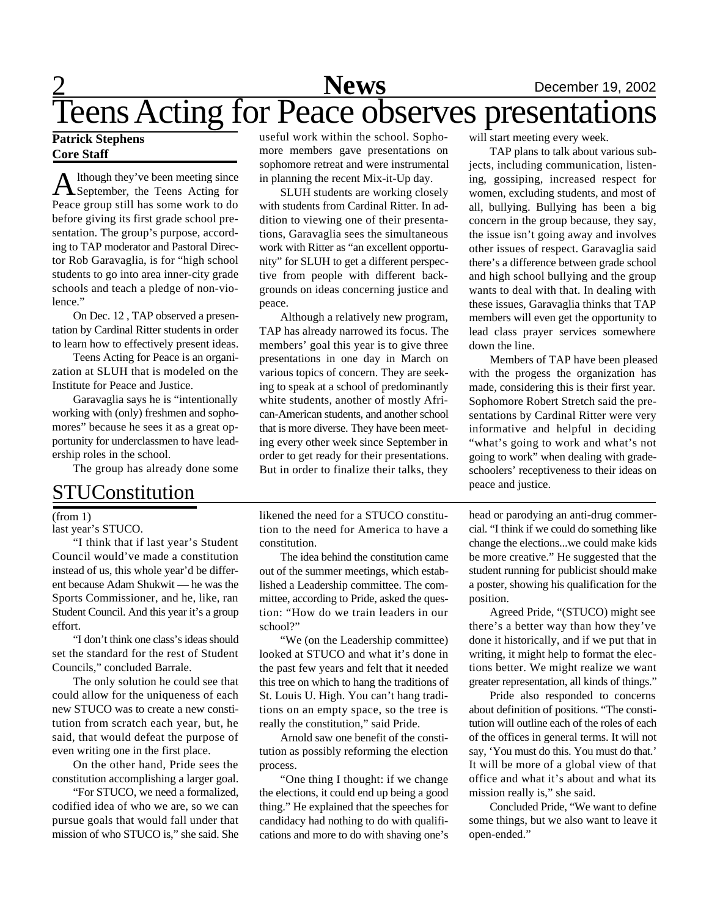# Teens Acting for Peace observes presentations

**Patrick Stephens**
**Core Staff**

Although they've been meeting since September, the Teens Acting for Peace group still has some work to do before giving its first grade school presentation. The group's purpose, according to TAP moderator and Pastoral Director Rob Garavaglia, is for "high school students to go into area inner-city grade schools and teach a pledge of non-violence."

On Dec. 12 , TAP observed a presentation by Cardinal Ritter students in order to learn how to effectively present ideas.

Teens Acting for Peace is an organization at SLUH that is modeled on the Institute for Peace and Justice.

Garavaglia says he is "intentionally working with (only) freshmen and sophomores" because he sees it as a great opportunity for underclassmen to have leadership roles in the school.

The group has already done some useful work within the school. Sophomore members gave presentations on sophomore retreat and were instrumental in planning the recent Mix-it-Up day.

SLUH students are working closely with students from Cardinal Ritter. In addition to viewing one of their presentations, Garavaglia sees the simultaneous work with Ritter as "an excellent opportunity" for SLUH to get a different perspective from people with different backgrounds on ideas concerning justice and peace.

Although a relatively new program, TAP has already narrowed its focus. The members' goal this year is to give three presentations in one day in March on various topics of concern. They are seeking to speak at a school of predominantly white students, another of mostly African-American students, and another school that is more diverse. They have been meeting every other week since September in order to get ready for their presentations. But in order to finalize their talks, they will start meeting every week.

TAP plans to talk about various subjects, including communication, listening, gossiping, increased respect for women, excluding students, and most of all, bullying. Bullying has been a big concern in the group because, they say, the issue isn't going away and involves other issues of respect. Garavaglia said there's a difference between grade school and high school bullying and the group wants to deal with that. In dealing with these issues, Garavaglia thinks that TAP members will even get the opportunity to lead class prayer services somewhere down the line.

Members of TAP have been pleased with the progess the organization has made, considering this is their first year. Sophomore Robert Stretch said the presentations by Cardinal Ritter were very informative and helpful in deciding "what's going to work and what's not going to work" when dealing with gradeschoolers' receptiveness to their ideas on peace and justice.

# STUConstitution

(from 1)

last year's STUCO.

"I think that if last year's Student Council would've made a constitution instead of us, this whole year'd be different because Adam Shukwit — he was the Sports Commissioner, and he, like, ran Student Council. And this year it's a group effort.

"I don't think one class's ideas should set the standard for the rest of Student Councils," concluded Barrale.

The only solution he could see that could allow for the uniqueness of each new STUCO was to create a new constitution from scratch each year, but, he said, that would defeat the purpose of even writing one in the first place.

On the other hand, Pride sees the constitution accomplishing a larger goal.

"For STUCO, we need a formalized, codified idea of who we are, so we can pursue goals that would fall under that mission of who STUCO is," she said. She likened the need for a STUCO constitution to the need for America to have a constitution.

The idea behind the constitution came out of the summer meetings, which established a Leadership committee. The committee, according to Pride, asked the question: "How do we train leaders in our school?"

"We (on the Leadership committee) looked at STUCO and what it's done in the past few years and felt that it needed this tree on which to hang the traditions of St. Louis U. High. You can't hang traditions on an empty space, so the tree is really the constitution," said Pride.

Arnold saw one benefit of the constitution as possibly reforming the election process.

"One thing I thought: if we change the elections, it could end up being a good thing." He explained that the speeches for candidacy had nothing to do with qualifications and more to do with shaving one's head or parodying an anti-drug commercial. "I think if we could do something like change the elections...we could make kids be more creative." He suggested that the student running for publicist should make a poster, showing his qualification for the position.

Agreed Pride, "(STUCO) might see there's a better way than how they've done it historically, and if we put that in writing, it might help to format the elections better. We might realize we want greater representation, all kinds of things."

Pride also responded to concerns about definition of positions. "The constitution will outline each of the roles of each of the offices in general terms. It will not say, 'You must do this. You must do that.' It will be more of a global view of that office and what it's about and what its mission really is," she said.

Concluded Pride, "We want to define some things, but we also want to leave it open-ended."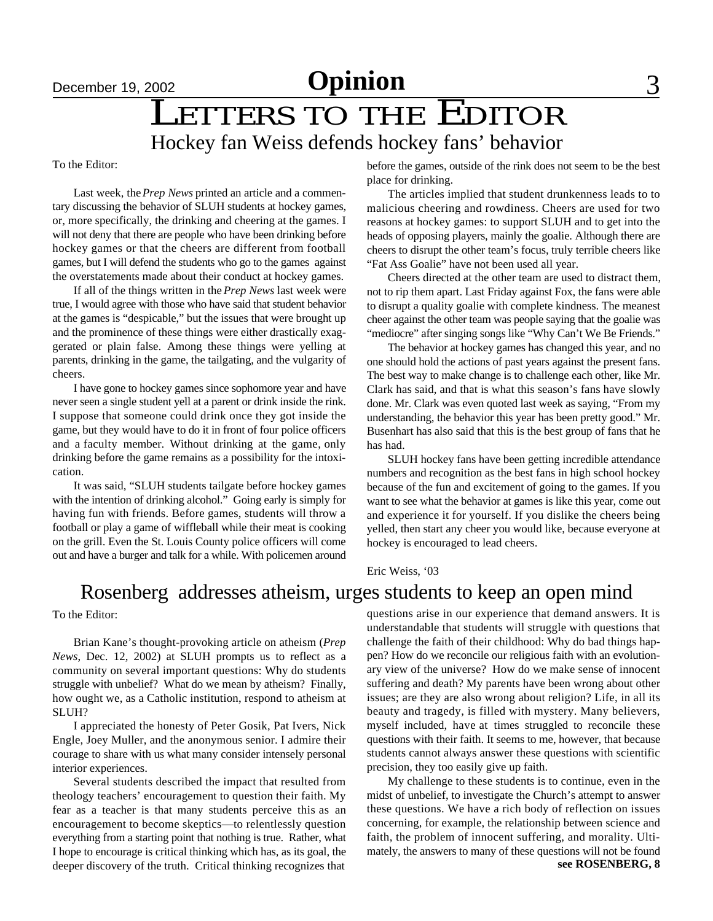# Opinion

# LETTERS TO THE EDITOR

## Hockey fan Weiss defends hockey fans' behavior

To the Editor:

Last week, the *Prep News* printed an article and a commentary discussing the behavior of SLUH students at hockey games, or, more specifically, the drinking and cheering at the games. I will not deny that there are people who have been drinking before hockey games or that the cheers are different from football games, but I will defend the students who go to the games against the overstatements made about their conduct at hockey games.

If all of the things written in the *Prep News* last week were true, I would agree with those who have said that student behavior at the games is "despicable," but the issues that were brought up and the prominence of these things were either drastically exaggerated or plain false. Among these things were yelling at parents, drinking in the game, the tailgating, and the vulgarity of cheers.

I have gone to hockey games since sophomore year and have never seen a single student yell at a parent or drink inside the rink. I suppose that someone could drink once they got inside the game, but they would have to do it in front of four police officers and a faculty member. Without drinking at the game, only drinking before the game remains as a possibility for the intoxication.

It was said, "SLUH students tailgate before hockey games with the intention of drinking alcohol." Going early is simply for having fun with friends. Before games, students will throw a football or play a game of wiffleball while their meat is cooking on the grill. Even the St. Louis County police officers will come out and have a burger and talk for a while. With policemen around before the games, outside of the rink does not seem to be the best place for drinking.

The articles implied that student drunkenness leads to to malicious cheering and rowdiness. Cheers are used for two reasons at hockey games: to support SLUH and to get into the heads of opposing players, mainly the goalie. Although there are cheers to disrupt the other team's focus, truly terrible cheers like "Fat Ass Goalie" have not been used all year.

Cheers directed at the other team are used to distract them, not to rip them apart. Last Friday against Fox, the fans were able to disrupt a quality goalie with complete kindness. The meanest cheer against the other team was people saying that the goalie was "mediocre" after singing songs like "Why Can't We Be Friends."

The behavior at hockey games has changed this year, and no one should hold the actions of past years against the present fans. The best way to make change is to challenge each other, like Mr. Clark has said, and that is what this season's fans have slowly done. Mr. Clark was even quoted last week as saying, "From my understanding, the behavior this year has been pretty good." Mr. Busenhart has also said that this is the best group of fans that he has had.

SLUH hockey fans have been getting incredible attendance numbers and recognition as the best fans in high school hockey because of the fun and excitement of going to the games. If you want to see what the behavior at games is like this year, come out and experience it for yourself. If you dislike the cheers being yelled, then start any cheer you would like, because everyone at hockey is encouraged to lead cheers.

Eric Weiss, '03

## Rosenberg addresses atheism, urges students to keep an open mind

To the Editor:

Brian Kane's thought-provoking article on atheism (*Prep News*, Dec. 12, 2002) at SLUH prompts us to reflect as a community on several important questions: Why do students struggle with unbelief? What do we mean by atheism? Finally, how ought we, as a Catholic institution, respond to atheism at SLUH?

I appreciated the honesty of Peter Gosik, Pat Ivers, Nick Engle, Joey Muller, and the anonymous senior. I admire their courage to share with us what many consider intensely personal interior experiences.

Several students described the impact that resulted from theology teachers' encouragement to question their faith. My fear as a teacher is that many students perceive this as an encouragement to become skeptics—to relentlessly question everything from a starting point that nothing is true. Rather, what I hope to encourage is critical thinking which has, as its goal, the deeper discovery of the truth. Critical thinking recognizes that questions arise in our experience that demand answers. It is understandable that students will struggle with questions that challenge the faith of their childhood: Why do bad things happen? How do we reconcile our religious faith with an evolutionary view of the universe? How do we make sense of innocent suffering and death? My parents have been wrong about other issues; are they are also wrong about religion? Life, in all its beauty and tragedy, is filled with mystery. Many believers, myself included, have at times struggled to reconcile these questions with their faith. It seems to me, however, that because students cannot always answer these questions with scientific precision, they too easily give up faith.

My challenge to these students is to continue, even in the midst of unbelief, to investigate the Church's attempt to answer these questions. We have a rich body of reflection on issues concerning, for example, the relationship between science and faith, the problem of innocent suffering, and morality. Ultimately, the answers to many of these questions will not be found

**see ROSENBERG, 8**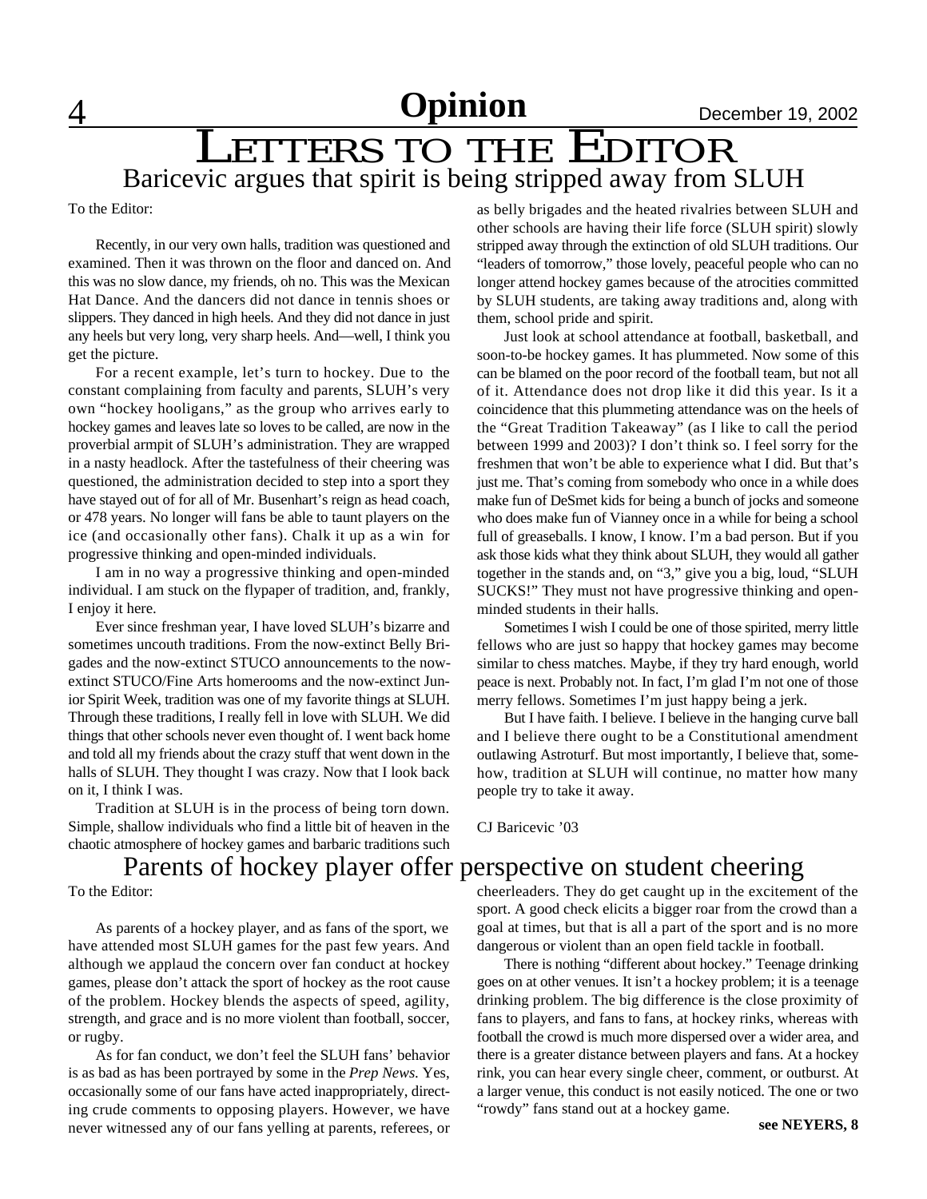# Opinion

# LETTERS TO THE EDITOR

## Baricevic argues that spirit is being stripped away from SLUH

To the Editor:

Recently, in our very own halls, tradition was questioned and examined. Then it was thrown on the floor and danced on. And this was no slow dance, my friends, oh no. This was the Mexican Hat Dance. And the dancers did not dance in tennis shoes or slippers. They danced in high heels. And they did not dance in just any heels but very long, very sharp heels. And—well, I think you get the picture.

For a recent example, let's turn to hockey. Due to the constant complaining from faculty and parents, SLUH's very own "hockey hooligans," as the group who arrives early to hockey games and leaves late so loves to be called, are now in the proverbial armpit of SLUH's administration. They are wrapped in a nasty headlock. After the tastefulness of their cheering was questioned, the administration decided to step into a sport they have stayed out of for all of Mr. Busenhart's reign as head coach, or 478 years. No longer will fans be able to taunt players on the ice (and occasionally other fans). Chalk it up as a win for progressive thinking and open-minded individuals.

I am in no way a progressive thinking and open-minded individual. I am stuck on the flypaper of tradition, and, frankly, I enjoy it here.

Ever since freshman year, I have loved SLUH's bizarre and sometimes uncouth traditions. From the now-extinct Belly Brigades and the now-extinct STUCO announcements to the now-extinct STUCO/Fine Arts homerooms and the now-extinct Junior Spirit Week, tradition was one of my favorite things at SLUH. Through these traditions, I really fell in love with SLUH. We did things that other schools never even thought of. I went back home and told all my friends about the crazy stuff that went down in the halls of SLUH. They thought I was crazy. Now that I look back on it, I think I was.

Tradition at SLUH is in the process of being torn down. Simple, shallow individuals who find a little bit of heaven in the chaotic atmosphere of hockey games and barbaric traditions such as belly brigades and the heated rivalries between SLUH and other schools are having their life force (SLUH spirit) slowly stripped away through the extinction of old SLUH traditions. Our "leaders of tomorrow," those lovely, peaceful people who can no longer attend hockey games because of the atrocities committed by SLUH students, are taking away traditions and, along with them, school pride and spirit.

Just look at school attendance at football, basketball, and soon-to-be hockey games. It has plummeted. Now some of this can be blamed on the poor record of the football team, but not all of it. Attendance does not drop like it did this year. Is it a coincidence that this plummeting attendance was on the heels of the "Great Tradition Takeaway" (as I like to call the period between 1999 and 2003)? I don't think so. I feel sorry for the freshmen that won't be able to experience what I did. But that's just me. That's coming from somebody who once in a while does make fun of DeSmet kids for being a bunch of jocks and someone who does make fun of Vianney once in a while for being a school full of greaseballs. I know, I know. I'm a bad person. But if you ask those kids what they think about SLUH, they would all gather together in the stands and, on "3," give you a big, loud, "SLUH SUCKS!" They must not have progressive thinking and open-minded students in their halls.

Sometimes I wish I could be one of those spirited, merry little fellows who are just so happy that hockey games may become similar to chess matches. Maybe, if they try hard enough, world peace is next. Probably not. In fact, I'm glad I'm not one of those merry fellows. Sometimes I'm just happy being a jerk.

But I have faith. I believe. I believe in the hanging curve ball and I believe there ought to be a Constitutional amendment outlawing Astroturf. But most importantly, I believe that, somehow, tradition at SLUH will continue, no matter how many people try to take it away.

CJ Baricevic '03

## Parents of hockey player offer perspective on student cheering

To the Editor:

As parents of a hockey player, and as fans of the sport, we have attended most SLUH games for the past few years. And although we applaud the concern over fan conduct at hockey games, please don't attack the sport of hockey as the root cause of the problem. Hockey blends the aspects of speed, agility, strength, and grace and is no more violent than football, soccer, or rugby.

As for fan conduct, we don't feel the SLUH fans' behavior is as bad as has been portrayed by some in the *Prep News*. Yes, occasionally some of our fans have acted inappropriately, directing crude comments to opposing players. However, we have never witnessed any of our fans yelling at parents, referees, or cheerleaders. They do get caught up in the excitement of the sport. A good check elicits a bigger roar from the crowd than a goal at times, but that is all a part of the sport and is no more dangerous or violent than an open field tackle in football.

There is nothing "different about hockey." Teenage drinking goes on at other venues. It isn't a hockey problem; it is a teenage drinking problem. The big difference is the close proximity of fans to players, and fans to fans, at hockey rinks, whereas with football the crowd is much more dispersed over a wider area, and there is a greater distance between players and fans. At a hockey rink, you can hear every single cheer, comment, or outburst. At a larger venue, this conduct is not easily noticed. The one or two "rowdy" fans stand out at a hockey game.

**see NEYERS, 8**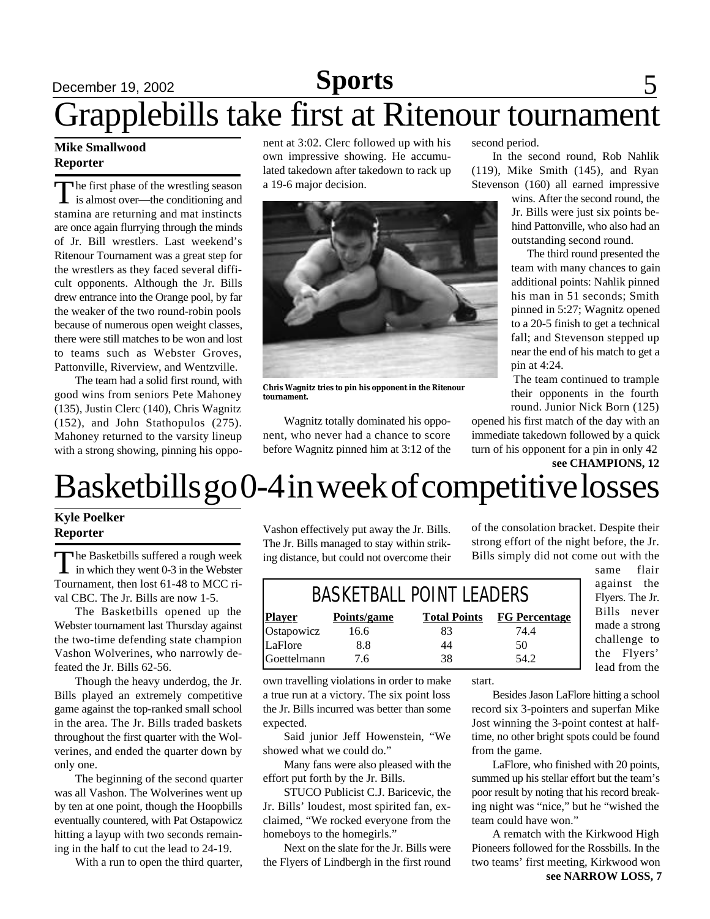# Grapplebills take first at Ritenour tournament

**Mike Smallwood**
**Reporter**

The first phase of the wrestling season is almost over—the conditioning and stamina are returning and mat instincts are once again flurrying through the minds of Jr. Bill wrestlers. Last weekend's Ritenour Tournament was a great step for the wrestlers as they faced several difficult opponents. Although the Jr. Bills drew entrance into the Orange pool, by far the weaker of the two round-robin pools because of numerous open weight classes, there were still matches to be won and lost to teams such as Webster Groves, Pattonville, Riverview, and Wentzville.

The team had a solid first round, with good wins from seniors Pete Mahoney (135), Justin Clerc (140), Chris Wagnitz (152), and John Stathopulos (275). Mahoney returned to the varsity lineup with a strong showing, pinning his opponent at 3:02. Clerc followed up with his own impressive showing. He accumulated takedown after takedown to rack up a 19-6 major decision.

**Chris Wagnitz tries to pin his opponent in the Ritenour tournament.**

Wagnitz totally dominated his opponent, who never had a chance to score before Wagnitz pinned him at 3:12 of the second period.

In the second round, Rob Nahlik (119), Mike Smith (145), and Ryan Stevenson (160) all earned impressive wins. After the second round, the Jr. Bills were just six points behind Pattonville, who also had an outstanding second round.

The third round presented the team with many chances to gain additional points: Nahlik pinned his man in 51 seconds; Smith pinned in 5:27; Wagnitz opened to a 20-5 finish to get a technical fall; and Stevenson stepped up near the end of his match to get a pin at 4:24.

The team continued to trample their opponents in the fourth round. Junior Nick Born (125) opened his first match of the day with an immediate takedown followed by a quick turn of his opponent for a pin in only 42

**see CHAMPIONS, 12**

# Basketbills go 0-4 in week of competitive losses

**Kyle Poelker**
**Reporter**

The Basketbills suffered a rough week in which they went 0-3 in the Webster Tournament, then lost 61-48 to MCC rival CBC. The Jr. Bills are now 1-5.

The Basketbills opened up the Webster tournament last Thursday against the two-time defending state champion Vashon Wolverines, who narrowly defeated the Jr. Bills 62-56.

Though the heavy underdog, the Jr. Bills played an extremely competitive game against the top-ranked small school in the area. The Jr. Bills traded baskets throughout the first quarter with the Wolverines, and ended the quarter down by only one.

The beginning of the second quarter was all Vashon. The Wolverines went up by ten at one point, though the Hoopbills eventually countered, with Pat Ostapowicz hitting a layup with two seconds remaining in the half to cut the lead to 24-19.

With a run to open the third quarter, Vashon effectively put away the Jr. Bills. The Jr. Bills managed to stay within striking distance, but could not overcome their own travelling violations in order to make a true run at a victory. The six point loss the Jr. Bills incurred was better than some expected.

Said junior Jeff Howenstein, "We showed what we could do."

Many fans were also pleased with the effort put forth by the Jr. Bills.

STUCO Publicist C.J. Baricevic, the Jr. Bills' loudest, most spirited fan, exclaimed, "We rocked everyone from the homeboys to the homegirls."

Next on the slate for the Jr. Bills were the Flyers of Lindbergh in the first round of the consolation bracket. Despite their strong effort of the night before, the Jr. Bills simply did not come out with the same flair against the Flyers. The Jr. Bills never made a strong challenge to the Flyers' lead from the start.

**BASKETBALL POINT LEADERS**

| Player | Points/game | Total Points | FG Percentage |
|---|---|---|---|
| Ostapowicz | 16.6 | 83 | 74.4 |
| LaFlore | 8.8 | 44 | 50 |
| Goettelmann | 7.6 | 38 | 54.2 |

Besides Jason LaFlore hitting a school record six 3-pointers and superfan Mike Jost winning the 3-point contest at halftime, no other bright spots could be found from the game.

LaFlore, who finished with 20 points, summed up his stellar effort but the team's poor result by noting that his record breaking night was "nice," but he "wished the team could have won."

A rematch with the Kirkwood High Pioneers followed for the Rossbills. In the two teams' first meeting, Kirkwood won

**see NARROW LOSS, 7**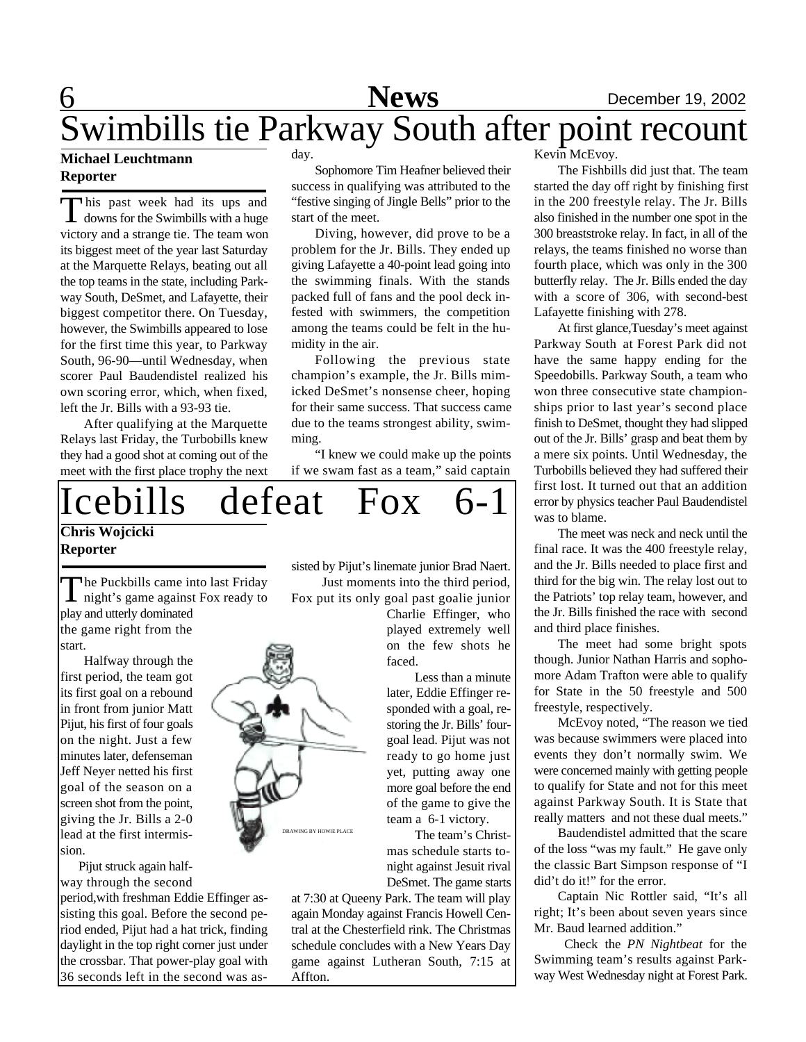# Swimbills tie Parkway South after point recount

**Michael Leuchtmann**
**Reporter**

This past week had its ups and downs for the Swimbills with a huge victory and a strange tie. The team won its biggest meet of the year last Saturday at the Marquette Relays, beating out all the top teams in the state, including Parkway South, DeSmet, and Lafayette, their biggest competitor there. On Tuesday, however, the Swimbills appeared to lose for the first time this year, to Parkway South, 96-90—until Wednesday, when scorer Paul Baudendistel realized his own scoring error, which, when fixed, left the Jr. Bills with a 93-93 tie.

After qualifying at the Marquette Relays last Friday, the Turbobills knew they had a good shot at coming out of the meet with the first place trophy the next day.

Sophomore Tim Heafner believed their success in qualifying was attributed to the "festive singing of Jingle Bells" prior to the start of the meet.

Diving, however, did prove to be a problem for the Jr. Bills. They ended up giving Lafayette a 40-point lead going into the swimming finals. With the stands packed full of fans and the pool deck infested with swimmers, the competition among the teams could be felt in the humidity in the air.

Following the previous state champion's example, the Jr. Bills mimicked DeSmet's nonsense cheer, hoping for their same success. That success came due to the teams strongest ability, swimming.

"I knew we could make up the points if we swam fast as a team," said captain Kevin McEvoy.

The Fishbills did just that. The team started the day off right by finishing first in the 200 freestyle relay. The Jr. Bills also finished in the number one spot in the 300 breaststroke relay. In fact, in all of the relays, the teams finished no worse than fourth place, which was only in the 300 butterfly relay. The Jr. Bills ended the day with a score of 306, with second-best Lafayette finishing with 278.

At first glance,Tuesday's meet against Parkway South at Forest Park did not have the same happy ending for the Speedobills. Parkway South, a team who won three consecutive state championships prior to last year's second place finish to DeSmet, thought they had slipped out of the Jr. Bills' grasp and beat them by a mere six points. Until Wednesday, the Turbobills believed they had suffered their first lost. It turned out that an addition error by physics teacher Paul Baudendistel was to blame.

The meet was neck and neck until the final race. It was the 400 freestyle relay, and the Jr. Bills needed to place first and third for the big win. The relay lost out to the Patriots' top relay team, however, and the Jr. Bills finished the race with second and third place finishes.

The meet had some bright spots though. Junior Nathan Harris and sophomore Adam Trafton were able to qualify for State in the 50 freestyle and 500 freestyle, respectively.

McEvoy noted, "The reason we tied was because swimmers were placed into events they don't normally swim. We were concerned mainly with getting people to qualify for State and not for this meet against Parkway South. It is State that really matters and not these dual meets."

Baudendistel admitted that the scare of the loss "was my fault." He gave only the classic Bart Simpson response of "I did't do it!" for the error.

Captain Nic Rottler said, "It's all right; It's been about seven years since Mr. Baud learned addition."

Check the *PN Nightbeat* for the Swimming team's results against Parkway West Wednesday night at Forest Park.

# Icebills defeat Fox 6-1

**Chris Wojcicki**
**Reporter**

The Puckbills came into last Friday night's game against Fox ready to play and utterly dominated the game right from the start.

Halfway through the first period, the team got its first goal on a rebound in front from junior Matt Pijut, his first of four goals on the night. Just a few minutes later, defenseman Jeff Neyer netted his first goal of the season on a screen shot from the point, giving the Jr. Bills a 2-0 lead at the first intermission.

Pijut struck again halfway through the second period,with freshman Eddie Effinger assisting this goal. Before the second period ended, Pijut had a hat trick, finding daylight in the top right corner just under the crossbar. That power-play goal with 36 seconds left in the second was assisted by Pijut's linemate junior Brad Naert.

Just moments into the third period, Fox put its only goal past goalie junior Charlie Effinger, who played extremely well on the few shots he faced.

Less than a minute later, Eddie Effinger responded with a goal, restoring the Jr. Bills' four-goal lead. Pijut was not ready to go home just yet, putting away one more goal before the end of the game to give the team a 6-1 victory.

The team's Christmas schedule starts tonight against Jesuit rival DeSmet. The game starts at 7:30 at Queeny Park. The team will play again Monday against Francis Howell Central at the Chesterfield rink. The Christmas schedule concludes with a New Years Day game against Lutheran South, 7:15 at Affton.

DRAWING BY HOWIE PLACE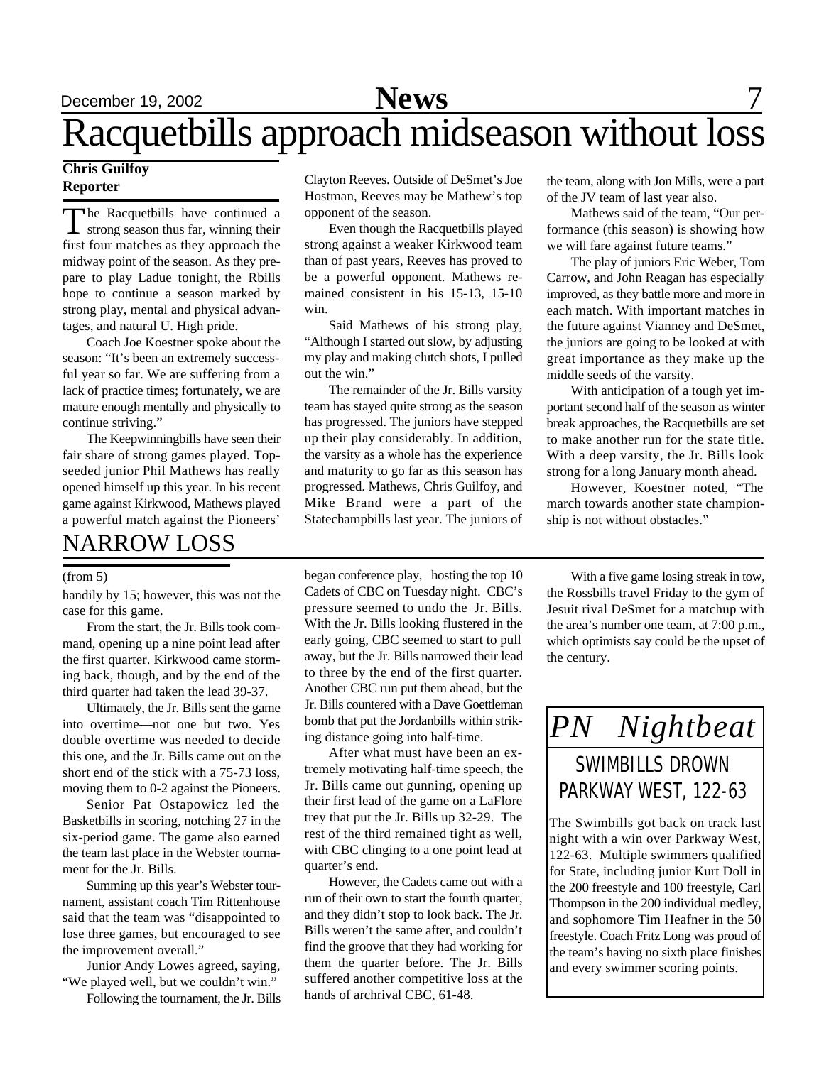# Racquetbills approach midseason without loss

**Chris Guilfoy**
**Reporter**

The Racquetbills have continued a strong season thus far, winning their first four matches as they approach the midway point of the season. As they prepare to play Ladue tonight, the Rbills hope to continue a season marked by strong play, mental and physical advantages, and natural U. High pride.

Coach Joe Koestner spoke about the season: "It's been an extremely successful year so far. We are suffering from a lack of practice times; fortunately, we are mature enough mentally and physically to continue striving."

The Keepwinningbills have seen their fair share of strong games played. Top-seeded junior Phil Mathews has really opened himself up this year. In his recent game against Kirkwood, Mathews played a powerful match against the Pioneers' Clayton Reeves. Outside of DeSmet's Joe Hostman, Reeves may be Mathew's top opponent of the season.

Even though the Racquetbills played strong against a weaker Kirkwood team than of past years, Reeves has proved to be a powerful opponent. Mathews remained consistent in his 15-13, 15-10 win.

Said Mathews of his strong play, "Although I started out slow, by adjusting my play and making clutch shots, I pulled out the win."

The remainder of the Jr. Bills varsity team has stayed quite strong as the season has progressed. The juniors have stepped up their play considerably. In addition, the varsity as a whole has the experience and maturity to go far as this season has progressed. Mathews, Chris Guilfoy, and Mike Brand were a part of the Statechampbills last year. The juniors of the team, along with Jon Mills, were a part of the JV team of last year also.

Mathews said of the team, "Our performance (this season) is showing how we will fare against future teams."

The play of juniors Eric Weber, Tom Carrow, and John Reagan has especially improved, as they battle more and more in each match. With important matches in the future against Vianney and DeSmet, the juniors are going to be looked at with great importance as they make up the middle seeds of the varsity.

With anticipation of a tough yet important second half of the season as winter break approaches, the Racquetbills are set to make another run for the state title. With a deep varsity, the Jr. Bills look strong for a long January month ahead.

However, Koestner noted, "The march towards another state championship is not without obstacles."

# NARROW LOSS

(from 5)

handily by 15; however, this was not the case for this game.

From the start, the Jr. Bills took command, opening up a nine point lead after the first quarter. Kirkwood came storming back, though, and by the end of the third quarter had taken the lead 39-37.

Ultimately, the Jr. Bills sent the game into overtime—not one but two. Yes double overtime was needed to decide this one, and the Jr. Bills came out on the short end of the stick with a 75-73 loss, moving them to 0-2 against the Pioneers.

Senior Pat Ostapowicz led the Basketbills in scoring, notching 27 in the six-period game. The game also earned the team last place in the Webster tournament for the Jr. Bills.

Summing up this year's Webster tournament, assistant coach Tim Rittenhouse said that the team was "disappointed to lose three games, but encouraged to see the improvement overall."

Junior Andy Lowes agreed, saying, "We played well, but we couldn't win."

Following the tournament, the Jr. Bills began conference play, hosting the top 10 Cadets of CBC on Tuesday night. CBC's pressure seemed to undo the Jr. Bills. With the Jr. Bills looking flustered in the early going, CBC seemed to start to pull away, but the Jr. Bills narrowed their lead to three by the end of the first quarter. Another CBC run put them ahead, but the Jr. Bills countered with a Dave Goettleman bomb that put the Jordanbills within striking distance going into half-time.

After what must have been an extremely motivating half-time speech, the Jr. Bills came out gunning, opening up their first lead of the game on a LaFlore trey that put the Jr. Bills up 32-29. The rest of the third remained tight as well, with CBC clinging to a one point lead at quarter's end.

However, the Cadets came out with a run of their own to start the fourth quarter, and they didn't stop to look back. The Jr. Bills weren't the same after, and couldn't find the groove that they had working for them the quarter before. The Jr. Bills suffered another competitive loss at the hands of archrival CBC, 61-48.

With a five game losing streak in tow, the Rossbills travel Friday to the gym of Jesuit rival DeSmet for a matchup with the area's number one team, at 7:00 p.m., which optimists say could be the upset of the century.

## *PN Nightbeat*

### SWIMBILLS DROWN PARKWAY WEST, 122-63

The Swimbills got back on track last night with a win over Parkway West, 122-63. Multiple swimmers qualified for State, including junior Kurt Doll in the 200 freestyle and 100 freestyle, Carl Thompson in the 200 individual medley, and sophomore Tim Heafner in the 50 freestyle. Coach Fritz Long was proud of the team's having no sixth place finishes and every swimmer scoring points.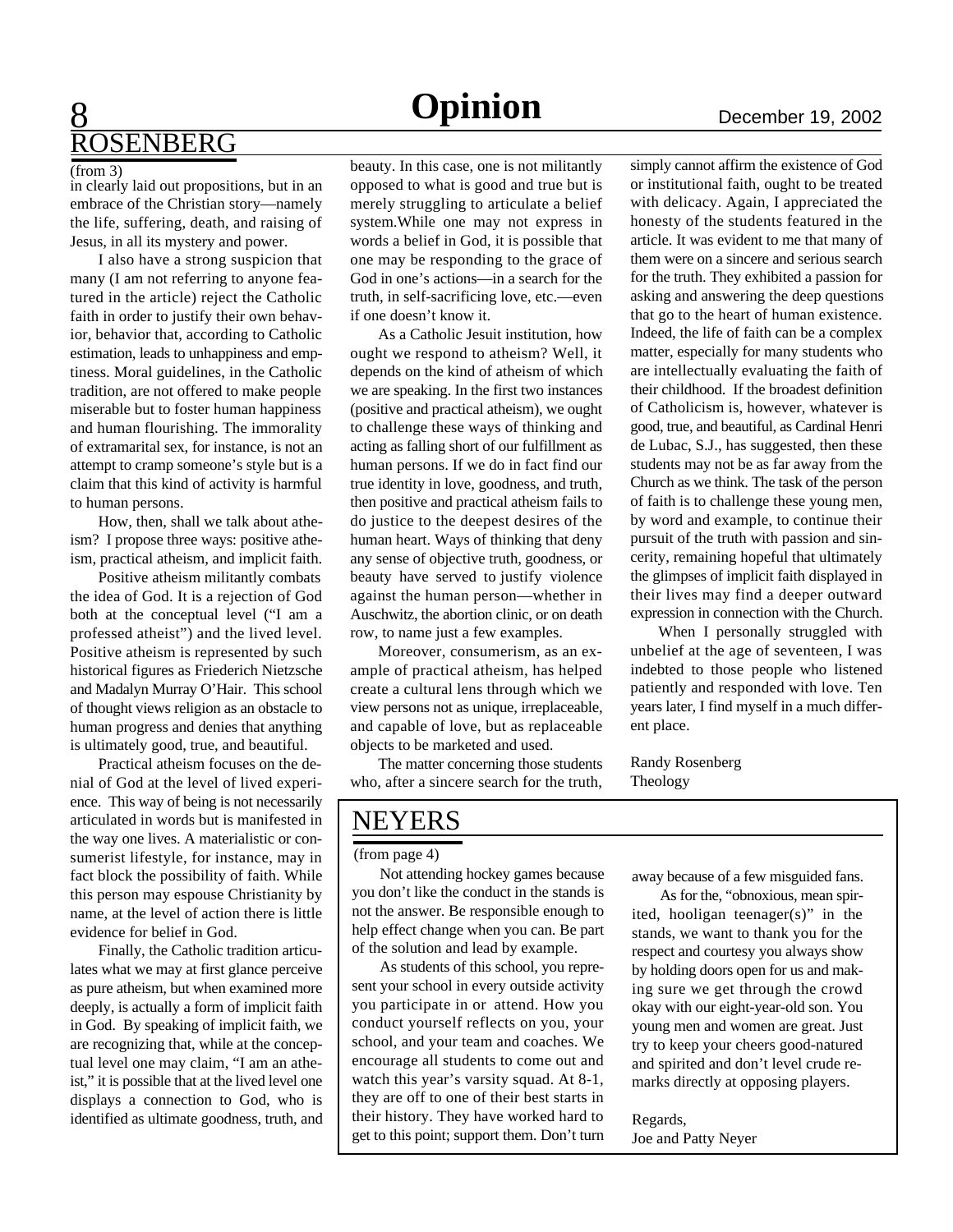## ROSENBERG

(from 3)

in clearly laid out propositions, but in an embrace of the Christian story—namely the life, suffering, death, and raising of Jesus, in all its mystery and power.

I also have a strong suspicion that many (I am not referring to anyone featured in the article) reject the Catholic faith in order to justify their own behavior, behavior that, according to Catholic estimation, leads to unhappiness and emptiness. Moral guidelines, in the Catholic tradition, are not offered to make people miserable but to foster human happiness and human flourishing. The immorality of extramarital sex, for instance, is not an attempt to cramp someone's style but is a claim that this kind of activity is harmful to human persons.

How, then, shall we talk about atheism? I propose three ways: positive atheism, practical atheism, and implicit faith.

Positive atheism militantly combats the idea of God. It is a rejection of God both at the conceptual level ("I am a professed atheist") and the lived level. Positive atheism is represented by such historical figures as Friederich Nietzsche and Madalyn Murray O'Hair. This school of thought views religion as an obstacle to human progress and denies that anything is ultimately good, true, and beautiful.

Practical atheism focuses on the denial of God at the level of lived experience. This way of being is not necessarily articulated in words but is manifested in the way one lives. A materialistic or consumerist lifestyle, for instance, may in fact block the possibility of faith. While this person may espouse Christianity by name, at the level of action there is little evidence for belief in God.

Finally, the Catholic tradition articulates what we may at first glance perceive as pure atheism, but when examined more deeply, is actually a form of implicit faith in God. By speaking of implicit faith, we are recognizing that, while at the conceptual level one may claim, "I am an atheist," it is possible that at the lived level one displays a connection to God, who is identified as ultimate goodness, truth, and beauty. In this case, one is not militantly opposed to what is good and true but is merely struggling to articulate a belief system.While one may not express in words a belief in God, it is possible that one may be responding to the grace of God in one's actions—in a search for the truth, in self-sacrificing love, etc.—even if one doesn't know it.

As a Catholic Jesuit institution, how ought we respond to atheism? Well, it depends on the kind of atheism of which we are speaking. In the first two instances (positive and practical atheism), we ought to challenge these ways of thinking and acting as falling short of our fulfillment as human persons. If we do in fact find our true identity in love, goodness, and truth, then positive and practical atheism fails to do justice to the deepest desires of the human heart. Ways of thinking that deny any sense of objective truth, goodness, or beauty have served to justify violence against the human person—whether in Auschwitz, the abortion clinic, or on death row, to name just a few examples.

Moreover, consumerism, as an example of practical atheism, has helped create a cultural lens through which we view persons not as unique, irreplaceable, and capable of love, but as replaceable objects to be marketed and used.

The matter concerning those students who, after a sincere search for the truth, simply cannot affirm the existence of God or institutional faith, ought to be treated with delicacy. Again, I appreciated the honesty of the students featured in the article. It was evident to me that many of them were on a sincere and serious search for the truth. They exhibited a passion for asking and answering the deep questions that go to the heart of human existence. Indeed, the life of faith can be a complex matter, especially for many students who are intellectually evaluating the faith of their childhood. If the broadest definition of Catholicism is, however, whatever is good, true, and beautiful, as Cardinal Henri de Lubac, S.J., has suggested, then these students may not be as far away from the Church as we think. The task of the person of faith is to challenge these young men, by word and example, to continue their pursuit of the truth with passion and sincerity, remaining hopeful that ultimately the glimpses of implicit faith displayed in their lives may find a deeper outward expression in connection with the Church.

When I personally struggled with unbelief at the age of seventeen, I was indebted to those people who listened patiently and responded with love. Ten years later, I find myself in a much different place.

Randy Rosenberg
Theology

## NEYERS

(from page 4)

Not attending hockey games because you don't like the conduct in the stands is not the answer. Be responsible enough to help effect change when you can. Be part of the solution and lead by example.

As students of this school, you represent your school in every outside activity you participate in or attend. How you conduct yourself reflects on you, your school, and your team and coaches. We encourage all students to come out and watch this year's varsity squad. At 8-1, they are off to one of their best starts in their history. They have worked hard to get to this point; support them. Don't turn away because of a few misguided fans.

As for the, "obnoxious, mean spirited, hooligan teenager(s)" in the stands, we want to thank you for the respect and courtesy you always show by holding doors open for us and making sure we get through the crowd okay with our eight-year-old son. You young men and women are great. Just try to keep your cheers good-natured and spirited and don't level crude remarks directly at opposing players.

Regards,
Joe and Patty Neyer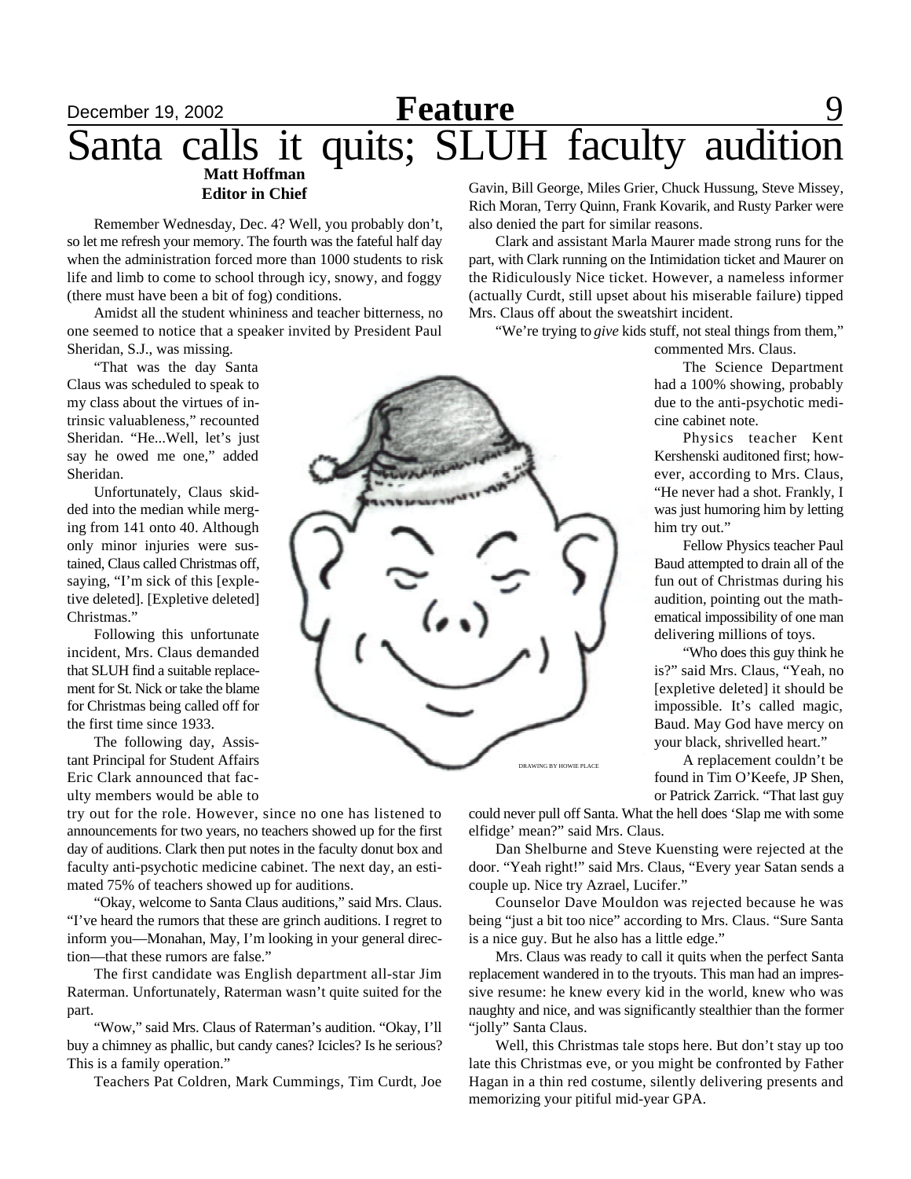# Santa calls it quits; SLUH faculty audition

**Matt Hoffman**
**Editor in Chief**

Remember Wednesday, Dec. 4? Well, you probably don't, so let me refresh your memory. The fourth was the fateful half day when the administration forced more than 1000 students to risk life and limb to come to school through icy, snowy, and foggy (there must have been a bit of fog) conditions.

Amidst all the student whininess and teacher bitterness, no one seemed to notice that a speaker invited by President Paul Sheridan, S.J., was missing.

"That was the day Santa Claus was scheduled to speak to my class about the virtues of intrinsic valuableness," recounted Sheridan. "He...Well, let's just say he owed me one," added Sheridan.

Unfortunately, Claus skidded into the median while merging from 141 onto 40. Although only minor injuries were sustained, Claus called Christmas off, saying, "I'm sick of this [expletive deleted]. [Expletive deleted] Christmas."

Following this unfortunate incident, Mrs. Claus demanded that SLUH find a suitable replacement for St. Nick or take the blame for Christmas being called off for the first time since 1933.

The following day, Assistant Principal for Student Affairs Eric Clark announced that faculty members would be able to try out for the role. However, since no one has listened to announcements for two years, no teachers showed up for the first day of auditions. Clark then put notes in the faculty donut box and faculty anti-psychotic medicine cabinet. The next day, an estimated 75% of teachers showed up for auditions.

"Okay, welcome to Santa Claus auditions," said Mrs. Claus. "I've heard the rumors that these are grinch auditions. I regret to inform you—Monahan, May, I'm looking in your general direction—that these rumors are false."

The first candidate was English department all-star Jim Raterman. Unfortunately, Raterman wasn't quite suited for the part.

"Wow," said Mrs. Claus of Raterman's audition. "Okay, I'll buy a chimney as phallic, but candy canes? Icicles? Is he serious? This is a family operation."

Teachers Pat Coldren, Mark Cummings, Tim Curdt, Joe Gavin, Bill George, Miles Grier, Chuck Hussung, Steve Missey, Rich Moran, Terry Quinn, Frank Kovarik, and Rusty Parker were also denied the part for similar reasons.

Clark and assistant Marla Maurer made strong runs for the part, with Clark running on the Intimidation ticket and Maurer on the Ridiculously Nice ticket. However, a nameless informer (actually Curdt, still upset about his miserable failure) tipped Mrs. Claus off about the sweatshirt incident.

"We're trying to *give* kids stuff, not steal things from them," commented Mrs. Claus.

DRAWING BY HOWIE PLACE

The Science Department had a 100% showing, probably due to the anti-psychotic medicine cabinet note.

Physics teacher Kent Kershenski auditoned first; however, according to Mrs. Claus, "He never had a shot. Frankly, I was just humoring him by letting him try out."

Fellow Physics teacher Paul Baud attempted to drain all of the fun out of Christmas during his audition, pointing out the mathematical impossibility of one man delivering millions of toys.

"Who does this guy think he is?" said Mrs. Claus, "Yeah, no [expletive deleted] it should be impossible. It's called magic, Baud. May God have mercy on your black, shrivelled heart."

A replacement couldn't be found in Tim O'Keefe, JP Shen, or Patrick Zarrick. "That last guy could never pull off Santa. What the hell does 'Slap me with some elfidge' mean?" said Mrs. Claus.

Dan Shelburne and Steve Kuensting were rejected at the door. "Yeah right!" said Mrs. Claus, "Every year Satan sends a couple up. Nice try Azrael, Lucifer."

Counselor Dave Mouldon was rejected because he was being "just a bit too nice" according to Mrs. Claus. "Sure Santa is a nice guy. But he also has a little edge."

Mrs. Claus was ready to call it quits when the perfect Santa replacement wandered in to the tryouts. This man had an impressive resume: he knew every kid in the world, knew who was naughty and nice, and was significantly stealthier than the former "jolly" Santa Claus.

Well, this Christmas tale stops here. But don't stay up too late this Christmas eve, or you might be confronted by Father Hagan in a thin red costume, silently delivering presents and memorizing your pitiful mid-year GPA.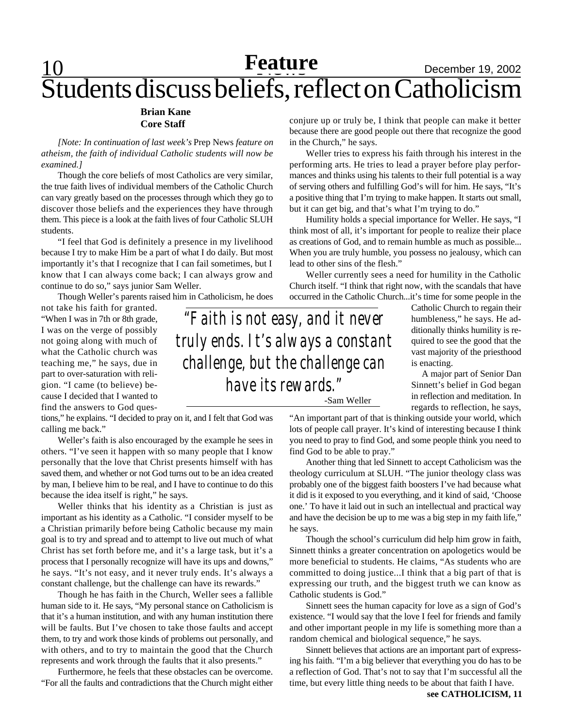# Students discuss beliefs, reflect on Catholicism

**Brian Kane**
**Core Staff**

*[Note: In continuation of last week's* Prep News *feature on atheism, the faith of individual Catholic students will now be examined.]*

Though the core beliefs of most Catholics are very similar, the true faith lives of individual members of the Catholic Church can vary greatly based on the processes through which they go to discover those beliefs and the experiences they have through them. This piece is a look at the faith lives of four Catholic SLUH students.

"I feel that God is definitely a presence in my livelihood because I try to make Him be a part of what I do daily. But most importantly it's that I recognize that I can fail sometimes, but I know that I can always come back; I can always grow and continue to do so," says junior Sam Weller.

Though Weller's parents raised him in Catholicism, he does not take his faith for granted. "When I was in 7th or 8th grade, I was on the verge of possibly not going along with much of what the Catholic church was teaching me," he says, due in part to over-saturation with religion. "I came (to believe) because I decided that I wanted to find the answers to God questions," he explains. "I decided to pray on it, and I felt that God was calling me back."

> *"Faith is not easy, and it never truly ends. It's always a constant challenge, but the challenge can have its rewards."*
>
> -Sam Weller

Weller's faith is also encouraged by the example he sees in others. "I've seen it happen with so many people that I know personally that the love that Christ presents himself with has saved them, and whether or not God turns out to be an idea created by man, I believe him to be real, and I have to continue to do this because the idea itself is right," he says.

Weller thinks that his identity as a Christian is just as important as his identity as a Catholic. "I consider myself to be a Christian primarily before being Catholic because my main goal is to try and spread and to attempt to live out much of what Christ has set forth before me, and it's a large task, but it's a process that I personally recognize will have its ups and downs," he says. "It's not easy, and it never truly ends. It's always a constant challenge, but the challenge can have its rewards."

Though he has faith in the Church, Weller sees a fallible human side to it. He says, "My personal stance on Catholicism is that it's a human institution, and with any human institution there will be faults. But I've chosen to take those faults and accept them, to try and work those kinds of problems out personally, and with others, and to try to maintain the good that the Church represents and work through the faults that it also presents."

Furthermore, he feels that these obstacles can be overcome. "For all the faults and contradictions that the Church might either conjure up or truly be, I think that people can make it better because there are good people out there that recognize the good in the Church," he says.

Weller tries to express his faith through his interest in the performing arts. He tries to lead a prayer before play performances and thinks using his talents to their full potential is a way of serving others and fulfilling God's will for him. He says, "It's a positive thing that I'm trying to make happen. It starts out small, but it can get big, and that's what I'm trying to do."

Humility holds a special importance for Weller. He says, "I think most of all, it's important for people to realize their place as creations of God, and to remain humble as much as possible... When you are truly humble, you possess no jealousy, which can lead to other sins of the flesh."

Weller currently sees a need for humility in the Catholic Church itself. "I think that right now, with the scandals that have occurred in the Catholic Church...it's time for some people in the Catholic Church to regain their humbleness," he says. He additionally thinks humility is required to see the good that the vast majority of the priesthood is enacting.

A major part of Senior Dan Sinnett's belief in God began in reflection and meditation. In regards to reflection, he says, "An important part of that is thinking outside your world, which lots of people call prayer. It's kind of interesting because I think you need to pray to find God, and some people think you need to find God to be able to pray."

Another thing that led Sinnett to accept Catholicism was the theology curriculum at SLUH. "The junior theology class was probably one of the biggest faith boosters I've had because what it did is it exposed to you everything, and it kind of said, 'Choose one.' To have it laid out in such an intellectual and practical way and have the decision be up to me was a big step in my faith life," he says.

Though the school's curriculum did help him grow in faith, Sinnett thinks a greater concentration on apologetics would be more beneficial to students. He claims, "As students who are committed to doing justice...I think that a big part of that is expressing our truth, and the biggest truth we can know as Catholic students is God."

Sinnett sees the human capacity for love as a sign of God's existence. "I would say that the love I feel for friends and family and other important people in my life is something more than a random chemical and biological sequence," he says.

Sinnett believes that actions are an important part of expressing his faith. "I'm a big believer that everything you do has to be a reflection of God. That's not to say that I'm successful all the time, but every little thing needs to be about that faith I have.

**see CATHOLICISM, 11**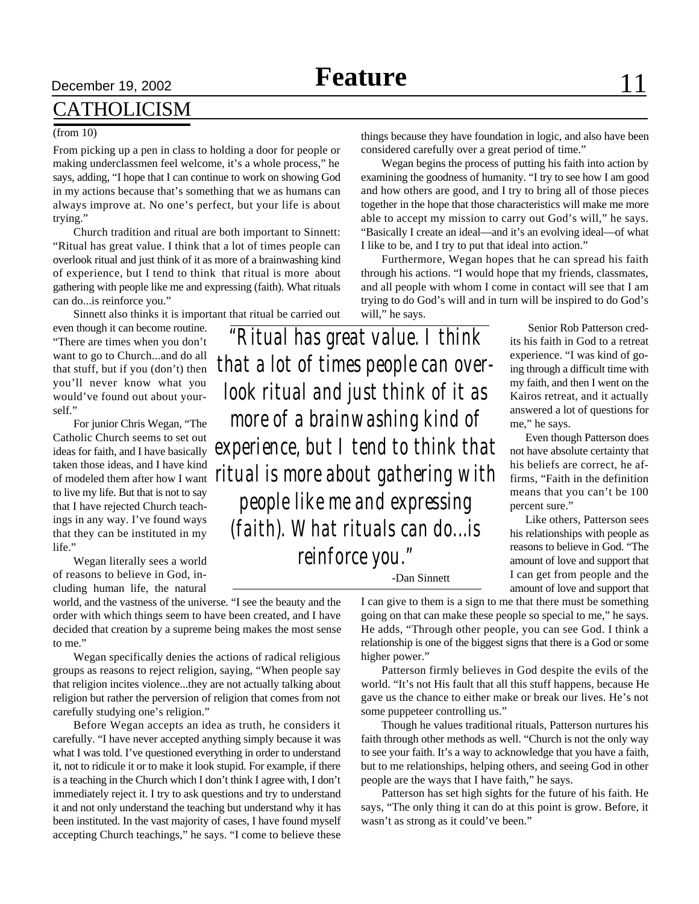## CATHOLICISM

(from 10)

From picking up a pen in class to holding a door for people or making underclassmen feel welcome, it's a whole process," he says, adding, "I hope that I can continue to work on showing God in my actions because that's something that we as humans can always improve at. No one's perfect, but your life is about trying."

Church tradition and ritual are both important to Sinnett: "Ritual has great value. I think that a lot of times people can overlook ritual and just think of it as more of a brainwashing kind of experience, but I tend to think that ritual is more about gathering with people like me and expressing (faith). What rituals can do...is reinforce you."

Sinnett also thinks it is important that ritual be carried out even though it can become routine. "There are times when you don't want to go to Church...and do all that stuff, but if you (don't) then you'll never know what you would've found out about yourself."

For junior Chris Wegan, "The Catholic Church seems to set out ideas for faith, and I have basically taken those ideas, and I have kind of modeled them after how I want to live my life. But that is not to say that I have rejected Church teachings in any way. I've found ways that they can be instituted in my life."

Wegan literally sees a world of reasons to believe in God, including human life, the natural world, and the vastness of the universe. "I see the beauty and the order with which things seem to have been created, and I have decided that creation by a supreme being makes the most sense to me."

Wegan specifically denies the actions of radical religious groups as reasons to reject religion, saying, "When people say that religion incites violence...they are not actually talking about religion but rather the perversion of religion that comes from not carefully studying one's religion."

Before Wegan accepts an idea as truth, he considers it carefully. "I have never accepted anything simply because it was what I was told. I've questioned everything in order to understand it, not to ridicule it or to make it look stupid. For example, if there is a teaching in the Church which I don't think I agree with, I don't immediately reject it. I try to ask questions and try to understand it and not only understand the teaching but understand why it has been instituted. In the vast majority of cases, I have found myself accepting Church teachings," he says. "I come to believe these things because they have foundation in logic, and also have been considered carefully over a great period of time."

Wegan begins the process of putting his faith into action by examining the goodness of humanity. "I try to see how I am good and how others are good, and I try to bring all of those pieces together in the hope that those characteristics will make me more able to accept my mission to carry out God's will," he says. "Basically I create an ideal—and it's an evolving ideal—of what I like to be, and I try to put that ideal into action."

Furthermore, Wegan hopes that he can spread his faith through his actions. "I would hope that my friends, classmates, and all people with whom I come in contact will see that I am trying to do God's will and in turn will be inspired to do God's will," he says.

> "Ritual has great value. I think that a lot of times people can overlook ritual and just think of it as more of a brainwashing kind of experience, but I tend to think that ritual is more about gathering with people like me and expressing (faith). What rituals can do...is reinforce you."
>
> -Dan Sinnett

Senior Rob Patterson credits his faith in God to a retreat experience. "I was kind of going through a difficult time with my faith, and then I went on the Kairos retreat, and it actually answered a lot of questions for me," he says.

Even though Patterson does not have absolute certainty that his beliefs are correct, he affirms, "Faith in the definition means that you can't be 100 percent sure."

Like others, Patterson sees his relationships with people as reasons to believe in God. "The amount of love and support that I can get from people and the amount of love and support that I can give to them is a sign to me that there must be something going on that can make these people so special to me," he says. He adds, "Through other people, you can see God. I think a relationship is one of the biggest signs that there is a God or some higher power."

Patterson firmly believes in God despite the evils of the world. "It's not His fault that all this stuff happens, because He gave us the chance to either make or break our lives. He's not some puppeteer controlling us."

Though he values traditional rituals, Patterson nurtures his faith through other methods as well. "Church is not the only way to see your faith. It's a way to acknowledge that you have a faith, but to me relationships, helping others, and seeing God in other people are the ways that I have faith," he says.

Patterson has set high sights for the future of his faith. He says, "The only thing it can do at this point is grow. Before, it wasn't as strong as it could've been."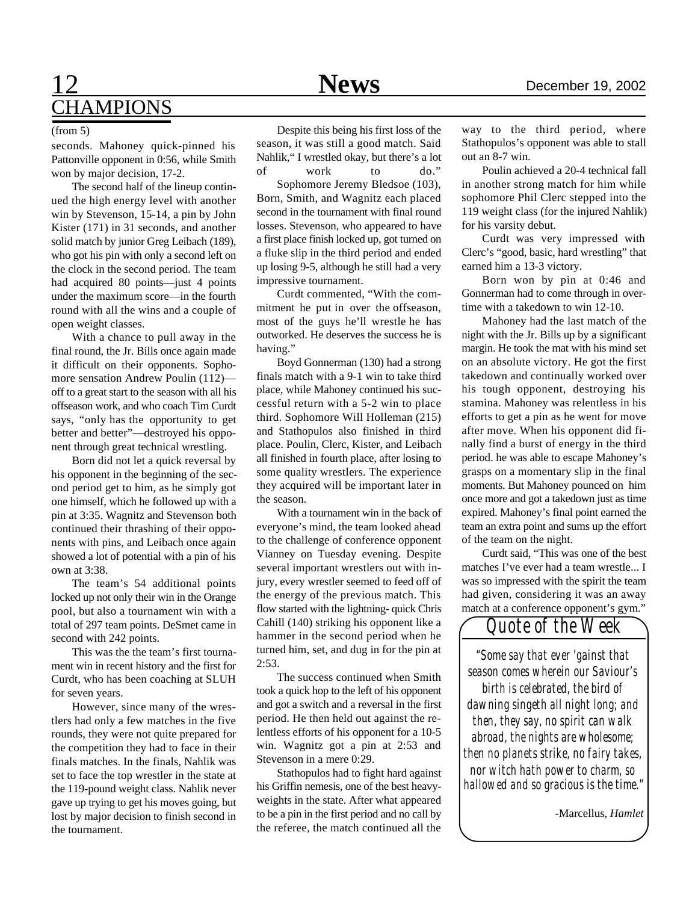## CHAMPIONS

(from 5)

seconds. Mahoney quick-pinned his Pattonville opponent in 0:56, while Smith won by major decision, 17-2.

The second half of the lineup continued the high energy level with another win by Stevenson, 15-14, a pin by John Kister (171) in 31 seconds, and another solid match by junior Greg Leibach (189), who got his pin with only a second left on the clock in the second period. The team had acquired 80 points—just 4 points under the maximum score—in the fourth round with all the wins and a couple of open weight classes.

With a chance to pull away in the final round, the Jr. Bills once again made it difficult on their opponents. Sophomore sensation Andrew Poulin (112)—off to a great start to the season with all his offseason work, and who coach Tim Curdt says, "only has the opportunity to get better and better"—destroyed his opponent through great technical wrestling.

Born did not let a quick reversal by his opponent in the beginning of the second period get to him, as he simply got one himself, which he followed up with a pin at 3:35. Wagnitz and Stevenson both continued their thrashing of their opponents with pins, and Leibach once again showed a lot of potential with a pin of his own at 3:38.

The team's 54 additional points locked up not only their win in the Orange pool, but also a tournament win with a total of 297 team points. DeSmet came in second with 242 points.

This was the the team's first tournament win in recent history and the first for Curdt, who has been coaching at SLUH for seven years.

However, since many of the wrestlers had only a few matches in the five rounds, they were not quite prepared for the competition they had to face in their finals matches. In the finals, Nahlik was set to face the top wrestler in the state at the 119-pound weight class. Nahlik never gave up trying to get his moves going, but lost by major decision to finish second in the tournament.

Despite this being his first loss of the season, it was still a good match. Said Nahlik," I wrestled okay, but there's a lot of work to do."

Sophomore Jeremy Bledsoe (103), Born, Smith, and Wagnitz each placed second in the tournament with final round losses. Stevenson, who appeared to have a first place finish locked up, got turned on a fluke slip in the third period and ended up losing 9-5, although he still had a very impressive tournament.

Curdt commented, "With the commitment he put in over the offseason, most of the guys he'll wrestle he has outworked. He deserves the success he is having."

Boyd Gonnerman (130) had a strong finals match with a 9-1 win to take third place, while Mahoney continued his successful return with a 5-2 win to place third. Sophomore Will Holleman (215) and Stathopulos also finished in third place. Poulin, Clerc, Kister, and Leibach all finished in fourth place, after losing to some quality wrestlers. The experience they acquired will be important later in the season.

With a tournament win in the back of everyone's mind, the team looked ahead to the challenge of conference opponent Vianney on Tuesday evening. Despite several important wrestlers out with injury, every wrestler seemed to feed off of the energy of the previous match. This flow started with the lightning- quick Chris Cahill (140) striking his opponent like a hammer in the second period when he turned him, set, and dug in for the pin at 2:53.

The success continued when Smith took a quick hop to the left of his opponent and got a switch and a reversal in the first period. He then held out against the relentless efforts of his opponent for a 10-5 win. Wagnitz got a pin at 2:53 and Stevenson in a mere 0:29.

Stathopulos had to fight hard against his Griffin nemesis, one of the best heavyweights in the state. After what appeared to be a pin in the first period and no call by the referee, the match continued all the way to the third period, where Stathopulos's opponent was able to stall out an 8-7 win.

Poulin achieved a 20-4 technical fall in another strong match for him while sophomore Phil Clerc stepped into the 119 weight class (for the injured Nahlik) for his varsity debut.

Curdt was very impressed with Clerc's "good, basic, hard wrestling" that earned him a 13-3 victory.

Born won by pin at 0:46 and Gonnerman had to come through in overtime with a takedown to win 12-10.

Mahoney had the last match of the night with the Jr. Bills up by a significant margin. He took the mat with his mind set on an absolute victory. He got the first takedown and continually worked over his tough opponent, destroying his stamina. Mahoney was relentless in his efforts to get a pin as he went for move after move. When his opponent did finally find a burst of energy in the third period. he was able to escape Mahoney's grasps on a momentary slip in the final moments. But Mahoney pounced on him once more and got a takedown just as time expired. Mahoney's final point earned the team an extra point and sums up the effort of the team on the night.

Curdt said, "This was one of the best matches I've ever had a team wrestle... I was so impressed with the spirit the team had given, considering it was an away match at a conference opponent's gym."

## Quote of the Week

*"Some say that ever 'gainst that season comes wherein our Saviour's birth is celebrated, the bird of dawning singeth all night long; and then, they say, no spirit can walk abroad, the nights are wholesome; then no planets strike, no fairy takes, nor witch hath power to charm, so hallowed and so gracious is the time."*

-Marcellus, *Hamlet*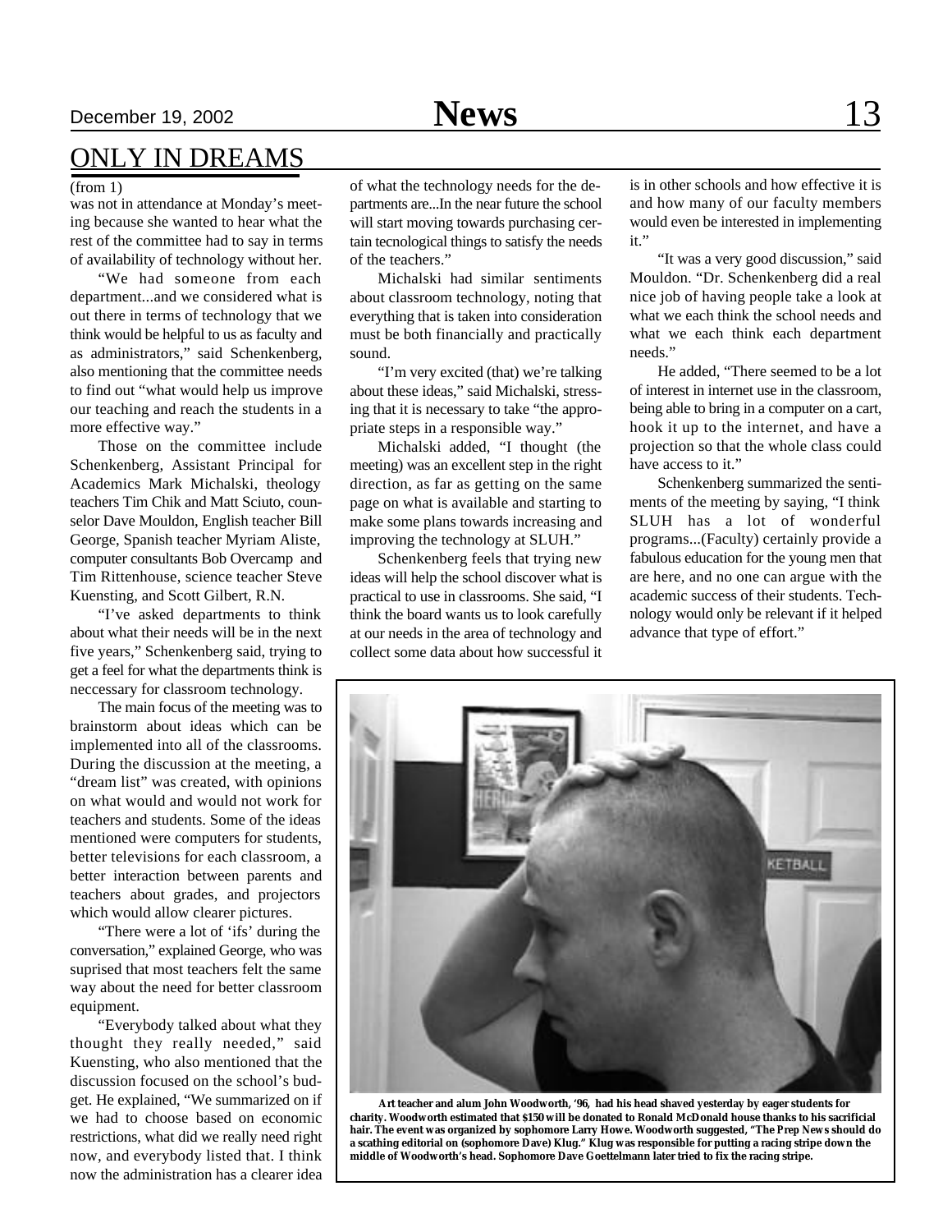## ONLY IN DREAMS

(from 1)

was not in attendance at Monday's meeting because she wanted to hear what the rest of the committee had to say in terms of availability of technology without her.

"We had someone from each department...and we considered what is out there in terms of technology that we think would be helpful to us as faculty and as administrators," said Schenkenberg, also mentioning that the committee needs to find out "what would help us improve our teaching and reach the students in a more effective way."

Those on the committee include Schenkenberg, Assistant Principal for Academics Mark Michalski, theology teachers Tim Chik and Matt Sciuto, counselor Dave Mouldon, English teacher Bill George, Spanish teacher Myriam Aliste, computer consultants Bob Overcamp and Tim Rittenhouse, science teacher Steve Kuensting, and Scott Gilbert, R.N.

"I've asked departments to think about what their needs will be in the next five years," Schenkenberg said, trying to get a feel for what the departments think is neccessary for classroom technology.

The main focus of the meeting was to brainstorm about ideas which can be implemented into all of the classrooms. During the discussion at the meeting, a "dream list" was created, with opinions on what would and would not work for teachers and students. Some of the ideas mentioned were computers for students, better televisions for each classroom, a better interaction between parents and teachers about grades, and projectors which would allow clearer pictures.

"There were a lot of 'ifs' during the conversation," explained George, who was suprised that most teachers felt the same way about the need for better classroom equipment.

"Everybody talked about what they thought they really needed," said Kuensting, who also mentioned that the discussion focused on the school's budget. He explained, "We summarized on if we had to choose based on economic restrictions, what did we really need right now, and everybody listed that. I think now the administration has a clearer idea of what the technology needs for the departments are...In the near future the school will start moving towards purchasing certain tecnological things to satisfy the needs of the teachers."

Michalski had similar sentiments about classroom technology, noting that everything that is taken into consideration must be both financially and practically sound.

"I'm very excited (that) we're talking about these ideas," said Michalski, stressing that it is necessary to take "the appropriate steps in a responsible way."

Michalski added, "I thought (the meeting) was an excellent step in the right direction, as far as getting on the same page on what is available and starting to make some plans towards increasing and improving the technology at SLUH."

Schenkenberg feels that trying new ideas will help the school discover what is practical to use in classrooms. She said, "I think the board wants us to look carefully at our needs in the area of technology and collect some data about how successful it is in other schools and how effective it is and how many of our faculty members would even be interested in implementing it."

"It was a very good discussion," said Mouldon. "Dr. Schenkenberg did a real nice job of having people take a look at what we each think the school needs and what we each think each department needs."

He added, "There seemed to be a lot of interest in internet use in the classroom, being able to bring in a computer on a cart, hook it up to the internet, and have a projection so that the whole class could have access to it."

Schenkenberg summarized the sentiments of the meeting by saying, "I think SLUH has a lot of wonderful programs...(Faculty) certainly provide a fabulous education for the young men that are here, and no one can argue with the academic success of their students. Technology would only be relevant if it helped advance that type of effort."

**Art teacher and alum John Woodworth, '96, had his head shaved yesterday by eager students for charity. Woodworth estimated that $150 will be donated to Ronald McDonald house thanks to his sacrificial hair. The event was organized by sophomore Larry Howe. Woodworth suggested, "The Prep News should do a scathing editorial on (sophomore Dave) Klug." Klug was responsible for putting a racing stripe down the middle of Woodworth's head. Sophomore Dave Goettelmann later tried to fix the racing stripe.**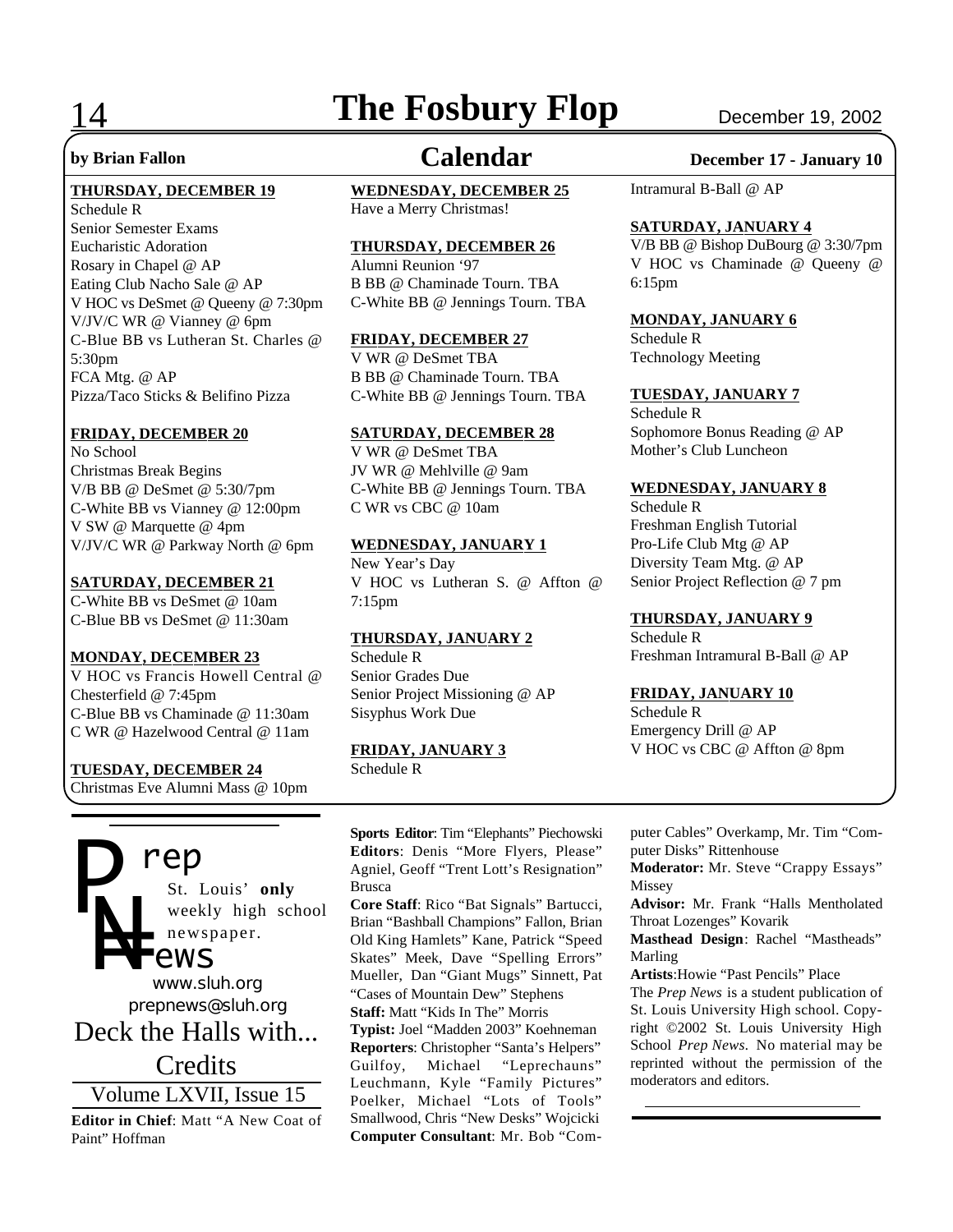# The Fosbury Flop

## Calendar

**by Brian Fallon** — **December 17 - January 10**

**THURSDAY, DECEMBER 19**
Schedule R
Senior Semester Exams
Eucharistic Adoration
Rosary in Chapel @ AP
Eating Club Nacho Sale @ AP
V HOC vs DeSmet @ Queeny @ 7:30pm
V/JV/C WR @ Vianney @ 6pm
C-Blue BB vs Lutheran St. Charles @ 5:30pm
FCA Mtg. @ AP
Pizza/Taco Sticks & Belifino Pizza

**FRIDAY, DECEMBER 20**
No School
Christmas Break Begins
V/B BB @ DeSmet @ 5:30/7pm
C-White BB vs Vianney @ 12:00pm
V SW @ Marquette @ 4pm
V/JV/C WR @ Parkway North @ 6pm

**SATURDAY, DECEMBER 21**
C-White BB vs DeSmet @ 10am
C-Blue BB vs DeSmet @ 11:30am

**MONDAY, DECEMBER 23**
V HOC vs Francis Howell Central @ Chesterfield @ 7:45pm
C-Blue BB vs Chaminade @ 11:30am
C WR @ Hazelwood Central @ 11am

**TUESDAY, DECEMBER 24**
Christmas Eve Alumni Mass @ 10pm

**WEDNESDAY, DECEMBER 25**
Have a Merry Christmas!

**THURSDAY, DECEMBER 26**
Alumni Reunion '97
B BB @ Chaminade Tourn. TBA
C-White BB @ Jennings Tourn. TBA

**FRIDAY, DECEMBER 27**
V WR @ DeSmet TBA
B BB @ Chaminade Tourn. TBA
C-White BB @ Jennings Tourn. TBA

**SATURDAY, DECEMBER 28**
V WR @ DeSmet TBA
JV WR @ Mehlville @ 9am
C-White BB @ Jennings Tourn. TBA
C WR vs CBC @ 10am

**WEDNESDAY, JANUARY 1**
New Year's Day
V HOC vs Lutheran S. @ Affton @ 7:15pm

**THURSDAY, JANUARY 2**
Schedule R
Senior Grades Due
Senior Project Missioning @ AP
Sisyphus Work Due

**FRIDAY, JANUARY 3**
Schedule R
Intramural B-Ball @ AP

**SATURDAY, JANUARY 4**
V/B BB @ Bishop DuBourg @ 3:30/7pm
V HOC vs Chaminade @ Queeny @ 6:15pm

**MONDAY, JANUARY 6**
Schedule R
Technology Meeting

**TUESDAY, JANUARY 7**
Schedule R
Sophomore Bonus Reading @ AP
Mother's Club Luncheon

**WEDNESDAY, JANUARY 8**
Schedule R
Freshman English Tutorial
Pro-Life Club Mtg @ AP
Diversity Team Mtg. @ AP
Senior Project Reflection @ 7 pm

**THURSDAY, JANUARY 9**
Schedule R
Freshman Intramural B-Ball @ AP

**FRIDAY, JANUARY 10**
Schedule R
Emergency Drill @ AP
V HOC vs CBC @ Affton @ 8pm

---

**Prep News**
St. Louis' **only** weekly high school newspaper.
www.sluh.org
prepnews@sluh.org

## Deck the Halls with... Credits

Volume LXVII, Issue 15

**Editor in Chief**: Matt "A New Coat of Paint" Hoffman

**Sports Editor**: Tim "Elephants" Piechowski

**Editors**: Denis "More Flyers, Please" Agniel, Geoff "Trent Lott's Resignation" Brusca

**Core Staff**: Rico "Bat Signals" Bartucci, Brian "Bashball Champions" Fallon, Brian Old King Hamlets" Kane, Patrick "Speed Skates" Meek, Dave "Spelling Errors" Mueller, Dan "Giant Mugs" Sinnett, Pat "Cases of Mountain Dew" Stephens

**Staff:** Matt "Kids In The" Morris

**Typist:** Joel "Madden 2003" Koehneman

**Reporters**: Christopher "Santa's Helpers" Guilfoy, Michael "Leprechauns" Leuchmann, Kyle "Family Pictures" Poelker, Michael "Lots of Tools" Smallwood, Chris "New Desks" Wojcicki

**Computer Consultant**: Mr. Bob "Computer Cables" Overkamp, Mr. Tim "Computer Disks" Rittenhouse

**Moderator:** Mr. Steve "Crappy Essays" Missey

**Advisor:** Mr. Frank "Halls Mentholated Throat Lozenges" Kovarik

**Masthead Design**: Rachel "Mastheads" Marling

**Artists**:Howie "Past Pencils" Place

The *Prep News* is a student publication of St. Louis University High school. Copyright ©2002 St. Louis University High School *Prep News*. No material may be reprinted without the permission of the moderators and editors.